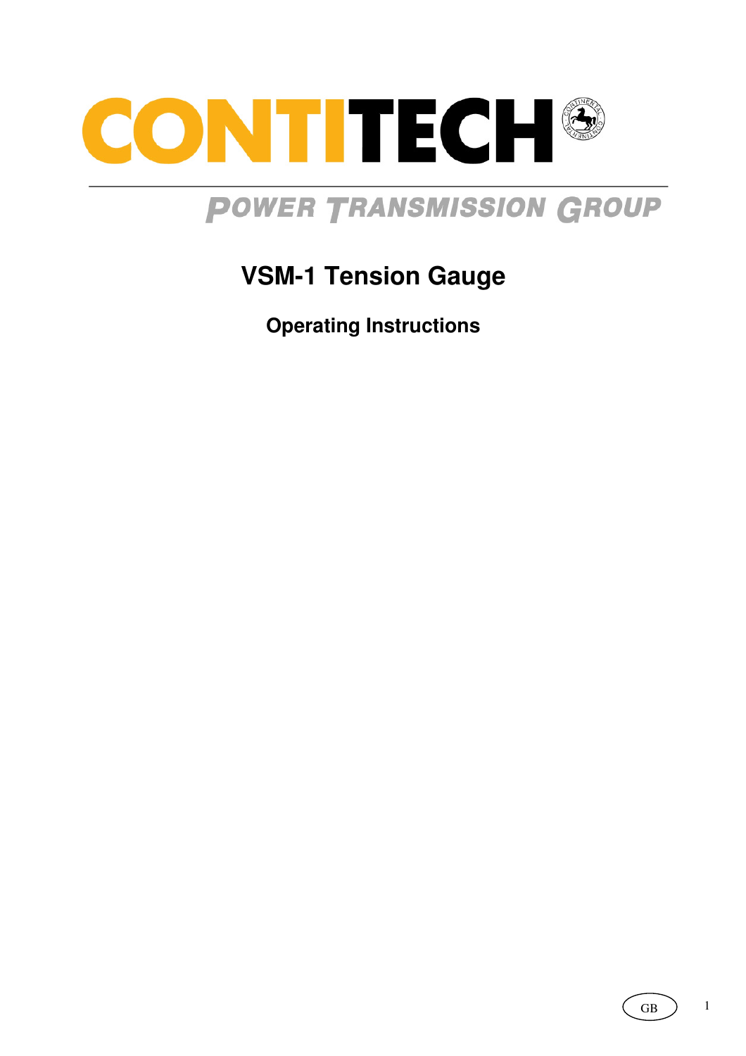CONTITECH

POWER TRANSMISSION GROUP

# VSM-1 Tension Gauge

## Operating Instructions

GB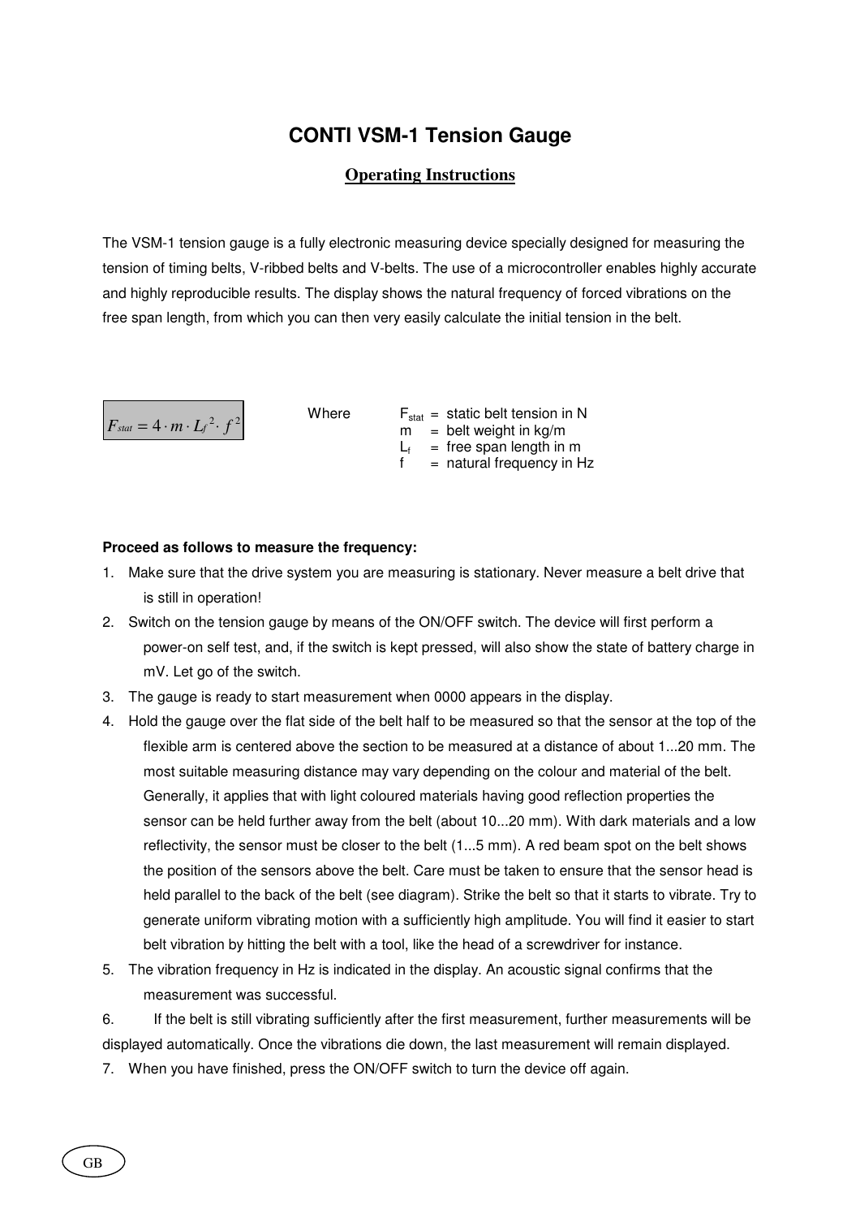# CONTI VSM-1 Tension Gauge

## Operating Instructions

The VSM-1 tension gauge is a fully electronic measuring device specially designed for measuring the tension of timing belts, V-ribbed belts and V-belts. The use of a microcontroller enables highly accurate and highly reproducible results. The display shows the natural frequency of forced vibrations on the free span length, from which you can then very easily calculate the initial tension in the belt.

$$F_{stat} = 4 \cdot m \cdot L_f^{\,2} \cdot f^{\,2}$$

Where
- $F_{stat}$ = static belt tension in N
- $m$ = belt weight in kg/m
- $L_f$ = free span length in m
- $f$ = natural frequency in Hz

**Proceed as follows to measure the frequency:**

1. Make sure that the drive system you are measuring is stationary. Never measure a belt drive that is still in operation!
2. Switch on the tension gauge by means of the ON/OFF switch. The device will first perform a power-on self test, and, if the switch is kept pressed, will also show the state of battery charge in mV. Let go of the switch.
3. The gauge is ready to start measurement when 0000 appears in the display.
4. Hold the gauge over the flat side of the belt half to be measured so that the sensor at the top of the flexible arm is centered above the section to be measured at a distance of about 1...20 mm. The most suitable measuring distance may vary depending on the colour and material of the belt. Generally, it applies that with light coloured materials having good reflection properties the sensor can be held further away from the belt (about 10...20 mm). With dark materials and a low reflectivity, the sensor must be closer to the belt (1...5 mm). A red beam spot on the belt shows the position of the sensors above the belt. Care must be taken to ensure that the sensor head is held parallel to the back of the belt (see diagram). Strike the belt so that it starts to vibrate. Try to generate uniform vibrating motion with a sufficiently high amplitude. You will find it easier to start belt vibration by hitting the belt with a tool, like the head of a screwdriver for instance.
5. The vibration frequency in Hz is indicated in the display. An acoustic signal confirms that the measurement was successful.
6. If the belt is still vibrating sufficiently after the first measurement, further measurements will be displayed automatically. Once the vibrations die down, the last measurement will remain displayed.
7. When you have finished, press the ON/OFF switch to turn the device off again.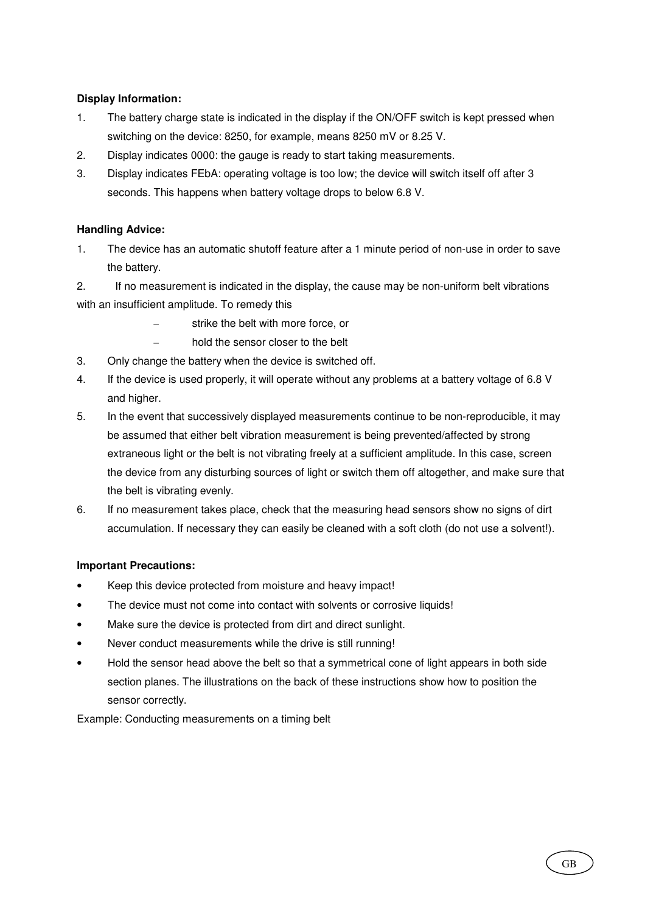**Display Information:**

1. The battery charge state is indicated in the display if the ON/OFF switch is kept pressed when switching on the device: 8250, for example, means 8250 mV or 8.25 V.
2. Display indicates 0000: the gauge is ready to start taking measurements.
3. Display indicates FEbA: operating voltage is too low; the device will switch itself off after 3 seconds. This happens when battery voltage drops to below 6.8 V.

**Handling Advice:**

1. The device has an automatic shutoff feature after a 1 minute period of non-use in order to save the battery.
2. If no measurement is indicated in the display, the cause may be non-uniform belt vibrations with an insufficient amplitude. To remedy this
   - strike the belt with more force, or
   - hold the sensor closer to the belt
3. Only change the battery when the device is switched off.
4. If the device is used properly, it will operate without any problems at a battery voltage of 6.8 V and higher.
5. In the event that successively displayed measurements continue to be non-reproducible, it may be assumed that either belt vibration measurement is being prevented/affected by strong extraneous light or the belt is not vibrating freely at a sufficient amplitude. In this case, screen the device from any disturbing sources of light or switch them off altogether, and make sure that the belt is vibrating evenly.
6. If no measurement takes place, check that the measuring head sensors show no signs of dirt accumulation. If necessary they can easily be cleaned with a soft cloth (do not use a solvent!).

**Important Precautions:**

- Keep this device protected from moisture and heavy impact!
- The device must not come into contact with solvents or corrosive liquids!
- Make sure the device is protected from dirt and direct sunlight.
- Never conduct measurements while the drive is still running!
- Hold the sensor head above the belt so that a symmetrical cone of light appears in both side section planes. The illustrations on the back of these instructions show how to position the sensor correctly.

Example: Conducting measurements on a timing belt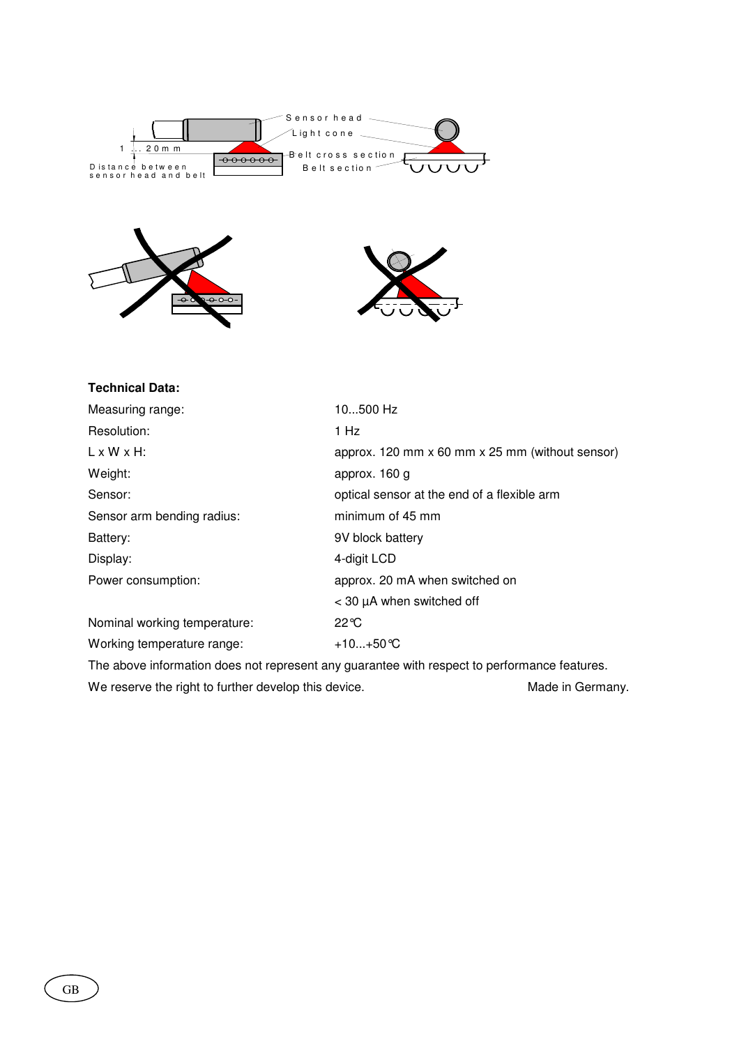Sensor head

Light cone

1 ... 20mm

Distance between sensor head and belt

Belt cross section

Belt section

**Technical Data:**

| | |
|---|---|
| Measuring range: | 10...500 Hz |
| Resolution: | 1 Hz |
| L x W x H: | approx. 120 mm x 60 mm x 25 mm (without sensor) |
| Weight: | approx. 160 g |
| Sensor: | optical sensor at the end of a flexible arm |
| Sensor arm bending radius: | minimum of 45 mm |
| Battery: | 9V block battery |
| Display: | 4-digit LCD |
| Power consumption: | approx. 20 mA when switched on |
| | < 30 µA when switched off |
| Nominal working temperature: | 22°C |
| Working temperature range: | +10...+50°C |

The above information does not represent any guarantee with respect to performance features.

We reserve the right to further develop this device. Made in Germany.